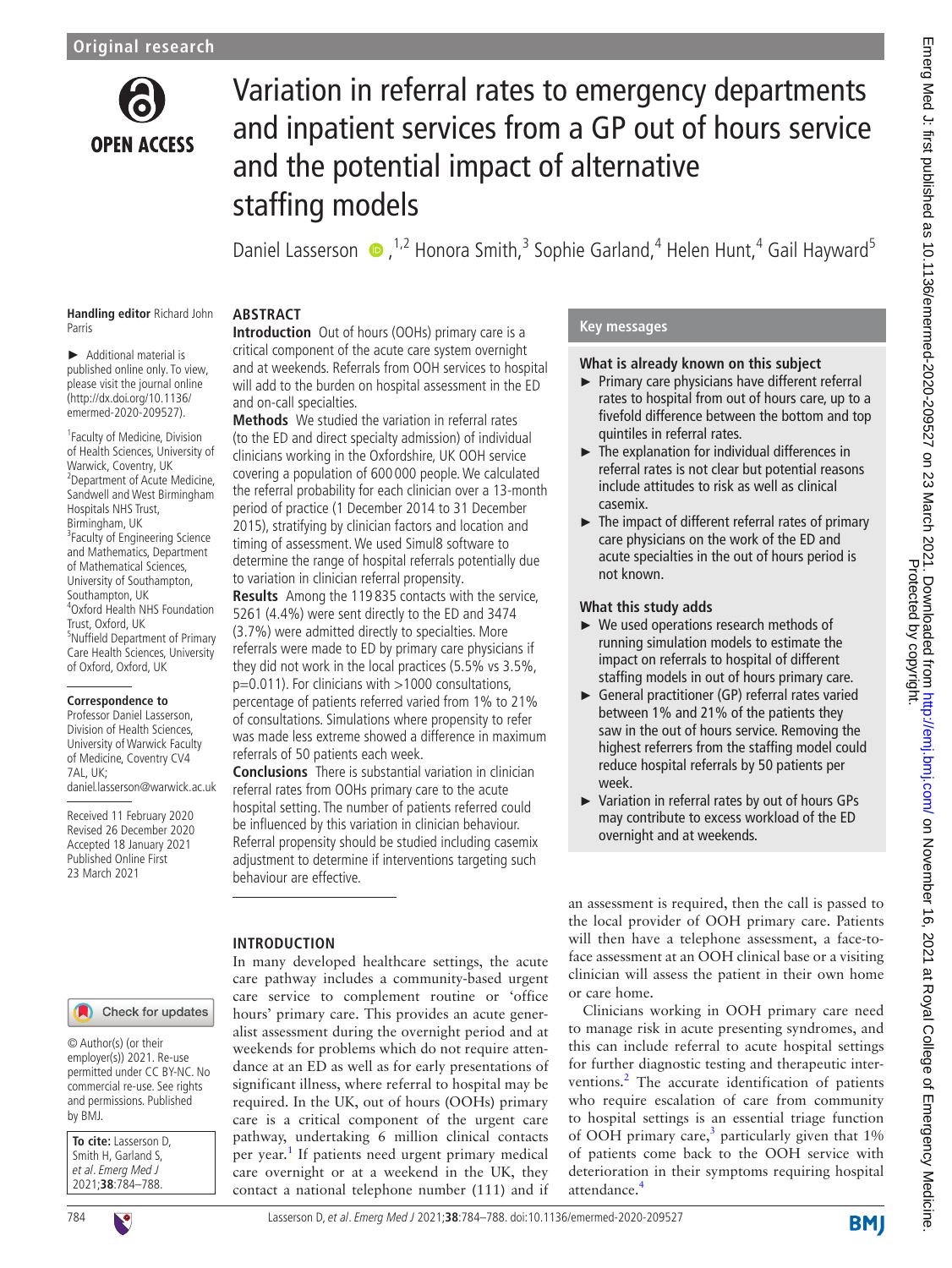Original research

# Variation in referral rates to emergency departments and inpatient services from a GP out of hours service and the potential impact of alternative staffing models

Daniel Lasserson ,[1,2] Honora Smith,[3] Sophie Garland,[4] Helen Hunt,[4] Gail Hayward[5]

Handling editor Richard John Parris

► Additional material is published online only. To view, please visit the journal online (http://dx.doi.org/10.1136/emermed-2020-209527).

[1]Faculty of Medicine, Division of Health Sciences, University of Warwick, Coventry, UK
[2]Department of Acute Medicine, Sandwell and West Birmingham Hospitals NHS Trust, Birmingham, UK
[3]Faculty of Engineering Science and Mathematics, Department of Mathematical Sciences, University of Southampton, Southampton, UK
[4]Oxford Health NHS Foundation Trust, Oxford, UK
[5]Nuffield Department of Primary Care Health Sciences, University of Oxford, Oxford, UK

**Correspondence to**
Professor Daniel Lasserson, Division of Health Sciences, University of Warwick Faculty of Medicine, Coventry CV4 7AL, UK; daniel.lasserson@warwick.ac.uk

Received 11 February 2020
Revised 26 December 2020
Accepted 18 January 2021
Published Online First 23 March 2021

© Author(s) (or their employer(s)) 2021. Re-use permitted under CC BY-NC. No commercial re-use. See rights and permissions. Published by BMJ.

**To cite:** Lasserson D, Smith H, Garland S, *et al*. *Emerg Med J* 2021;**38**:784–788.

## ABSTRACT

**Introduction** Out of hours (OOHs) primary care is a critical component of the acute care system overnight and at weekends. Referrals from OOH services to hospital will add to the burden on hospital assessment in the ED and on-call specialties.

**Methods** We studied the variation in referral rates (to the ED and direct specialty admission) of individual clinicians working in the Oxfordshire, UK OOH service covering a population of 600 000 people. We calculated the referral probability for each clinician over a 13-month period of practice (1 December 2014 to 31 December 2015), stratifying by clinician factors and location and timing of assessment. We used Simul8 software to determine the range of hospital referrals potentially due to variation in clinician referral propensity.

**Results** Among the 119 835 contacts with the service, 5261 (4.4%) were sent directly to the ED and 3474 (3.7%) were admitted directly to specialties. More referrals were made to ED by primary care physicians if they did not work in the local practices (5.5% vs 3.5%, p=0.011). For clinicians with >1000 consultations, percentage of patients referred varied from 1% to 21% of consultations. Simulations where propensity to refer was made less extreme showed a difference in maximum referrals of 50 patients each week.

**Conclusions** There is substantial variation in clinician referral rates from OOHs primary care to the acute hospital setting. The number of patients referred could be influenced by this variation in clinician behaviour. Referral propensity should be studied including casemix adjustment to determine if interventions targeting such behaviour are effective.

## Key messages

### What is already known on this subject

- Primary care physicians have different referral rates to hospital from out of hours care, up to a fivefold difference between the bottom and top quintiles in referral rates.
- The explanation for individual differences in referral rates is not clear but potential reasons include attitudes to risk as well as clinical casemix.
- The impact of different referral rates of primary care physicians on the work of the ED and acute specialties in the out of hours period is not known.

### What this study adds

- We used operations research methods of running simulation models to estimate the impact on referrals to hospital of different staffing models in out of hours primary care.
- General practitioner (GP) referral rates varied between 1% and 21% of the patients they saw in the out of hours service. Removing the highest referrers from the staffing model could reduce hospital referrals by 50 patients per week.
- Variation in referral rates by out of hours GPs may contribute to excess workload of the ED overnight and at weekends.

## INTRODUCTION

In many developed healthcare settings, the acute care pathway includes a community-based urgent care service to complement routine or 'office hours' primary care. This provides an acute generalist assessment during the overnight period and at weekends for problems which do not require attendance at an ED as well as for early presentations of significant illness, where referral to hospital may be required. In the UK, out of hours (OOHs) primary care is a critical component of the urgent care pathway, undertaking 6 million clinical contacts per year.[1] If patients need urgent primary medical care overnight or at a weekend in the UK, they contact a national telephone number (111) and if an assessment is required, then the call is passed to the local provider of OOH primary care. Patients will then have a telephone assessment, a face-to-face assessment at an OOH clinical base or a visiting clinician will assess the patient in their own home or care home.

Clinicians working in OOH primary care need to manage risk in acute presenting syndromes, and this can include referral to acute hospital settings for further diagnostic testing and therapeutic interventions.[2] The accurate identification of patients who require escalation of care from community to hospital settings is an essential triage function of OOH primary care,[3] particularly given that 1% of patients come back to the OOH service with deterioration in their symptoms requiring hospital attendance.[4]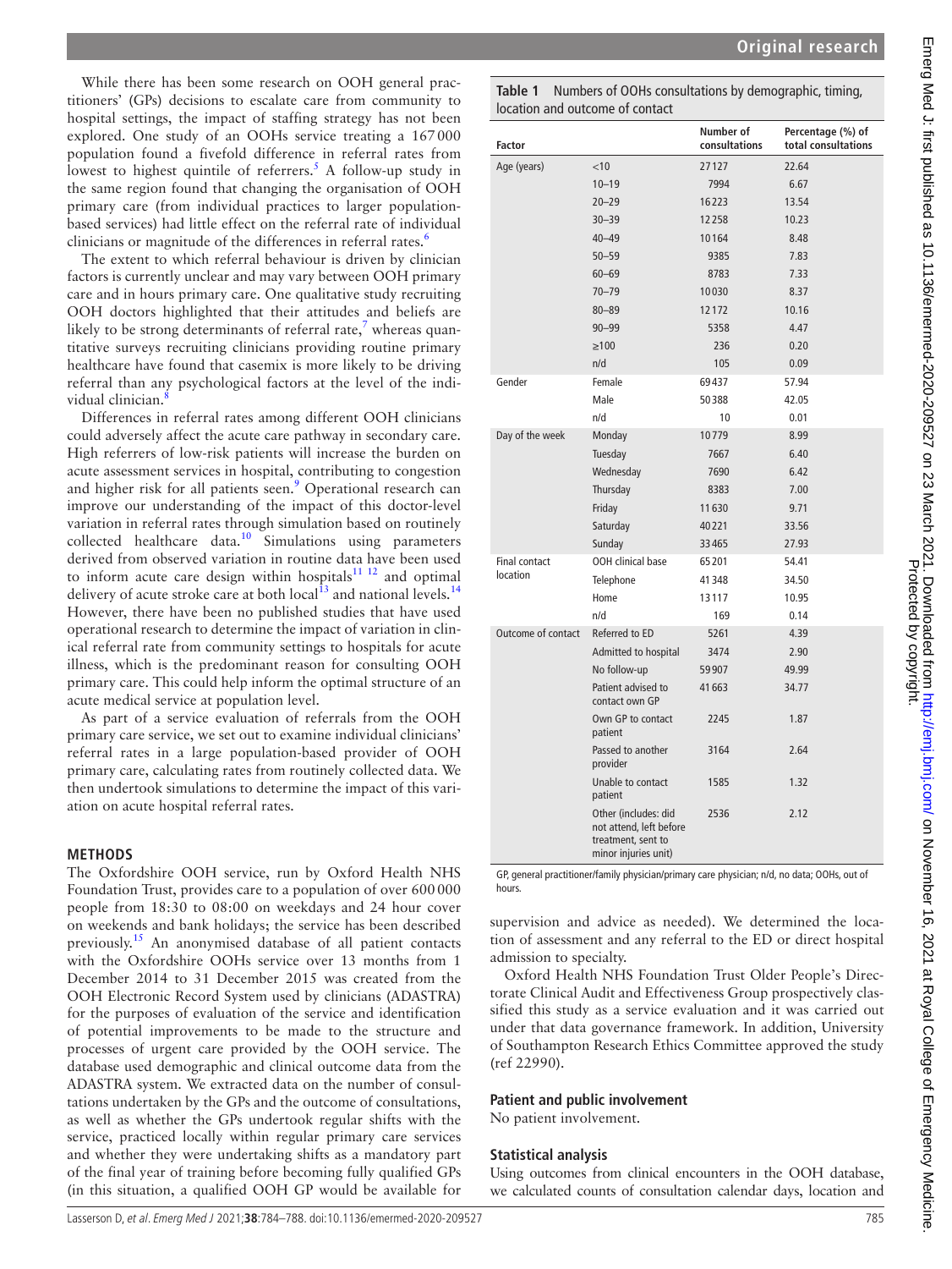While there has been some research on OOH general practitioners' (GPs) decisions to escalate care from community to hospital settings, the impact of staffing strategy has not been explored. One study of an OOHs service treating a 167 000 population found a fivefold difference in referral rates from lowest to highest quintile of referrers.[5] A follow-up study in the same region found that changing the organisation of OOH primary care (from individual practices to larger population-based services) had little effect on the referral rate of individual clinicians or magnitude of the differences in referral rates.[6]

The extent to which referral behaviour is driven by clinician factors is currently unclear and may vary between OOH primary care and in hours primary care. One qualitative study recruiting OOH doctors highlighted that their attitudes and beliefs are likely to be strong determinants of referral rate,[7] whereas quantitative surveys recruiting clinicians providing routine primary healthcare have found that casemix is more likely to be driving referral than any psychological factors at the level of the individual clinician.[8]

Differences in referral rates among different OOH clinicians could adversely affect the acute care pathway in secondary care. High referrers of low-risk patients will increase the burden on acute assessment services in hospital, contributing to congestion and higher risk for all patients seen.[9] Operational research can improve our understanding of the impact of this doctor-level variation in referral rates through simulation based on routinely collected healthcare data.[10] Simulations using parameters derived from observed variation in routine data have been used to inform acute care design within hospitals[11,12] and optimal delivery of acute stroke care at both local[13] and national levels.[14] However, there have been no published studies that have used operational research to determine the impact of variation in clinical referral rate from community settings to hospitals for acute illness, which is the predominant reason for consulting OOH primary care. This could help inform the optimal structure of an acute medical service at population level.

As part of a service evaluation of referrals from the OOH primary care service, we set out to examine individual clinicians' referral rates in a large population-based provider of OOH primary care, calculating rates from routinely collected data. We then undertook simulations to determine the impact of this variation on acute hospital referral rates.

## METHODS

The Oxfordshire OOH service, run by Oxford Health NHS Foundation Trust, provides care to a population of over 600 000 people from 18:30 to 08:00 on weekdays and 24 hour cover on weekends and bank holidays; the service has been described previously.[15] An anonymised database of all patient contacts with the Oxfordshire OOHs service over 13 months from 1 December 2014 to 31 December 2015 was created from the OOH Electronic Record System used by clinicians (ADASTRA) for the purposes of evaluation of the service and identification of potential improvements to be made to the structure and processes of urgent care provided by the OOH service. The database used demographic and clinical outcome data from the ADASTRA system. We extracted data on the number of consultations undertaken by the GPs and the outcome of consultations, as well as whether the GPs undertook regular shifts with the service, practiced locally within regular primary care services and whether they were undertaking shifts as a mandatory part of the final year of training before becoming fully qualified GPs (in this situation, a qualified OOH GP would be available for supervision and advice as needed). We determined the location of assessment and any referral to the ED or direct hospital admission to specialty.

**Table 1** Numbers of OOHs consultations by demographic, timing, location and outcome of contact

| Factor | | Number of consultations | Percentage (%) of total consultations |
|---|---|---|---|
| Age (years) | <10 | 27127 | 22.64 |
| | 10–19 | 7994 | 6.67 |
| | 20–29 | 16223 | 13.54 |
| | 30–39 | 12258 | 10.23 |
| | 40–49 | 10164 | 8.48 |
| | 50–59 | 9385 | 7.83 |
| | 60–69 | 8783 | 7.33 |
| | 70–79 | 10030 | 8.37 |
| | 80–89 | 12172 | 10.16 |
| | 90–99 | 5358 | 4.47 |
| | ≥100 | 236 | 0.20 |
| | n/d | 105 | 0.09 |
| Gender | Female | 69437 | 57.94 |
| | Male | 50388 | 42.05 |
| | n/d | 10 | 0.01 |
| Day of the week | Monday | 10779 | 8.99 |
| | Tuesday | 7667 | 6.40 |
| | Wednesday | 7690 | 6.42 |
| | Thursday | 8383 | 7.00 |
| | Friday | 11630 | 9.71 |
| | Saturday | 40221 | 33.56 |
| | Sunday | 33465 | 27.93 |
| Final contact location | OOH clinical base | 65201 | 54.41 |
| | Telephone | 41348 | 34.50 |
| | Home | 13117 | 10.95 |
| | n/d | 169 | 0.14 |
| Outcome of contact | Referred to ED | 5261 | 4.39 |
| | Admitted to hospital | 3474 | 2.90 |
| | No follow-up | 59907 | 49.99 |
| | Patient advised to contact own GP | 41663 | 34.77 |
| | Own GP to contact patient | 2245 | 1.87 |
| | Passed to another provider | 3164 | 2.64 |
| | Unable to contact patient | 1585 | 1.32 |
| | Other (includes: did not attend, left before treatment, sent to minor injuries unit) | 2536 | 2.12 |

GP, general practitioner/family physician/primary care physician; n/d, no data; OOHs, out of hours.

Oxford Health NHS Foundation Trust Older People's Directorate Clinical Audit and Effectiveness Group prospectively classified this study as a service evaluation and it was carried out under that data governance framework. In addition, University of Southampton Research Ethics Committee approved the study (ref 22990).

### Patient and public involvement

No patient involvement.

### Statistical analysis

Using outcomes from clinical encounters in the OOH database, we calculated counts of consultation calendar days, location and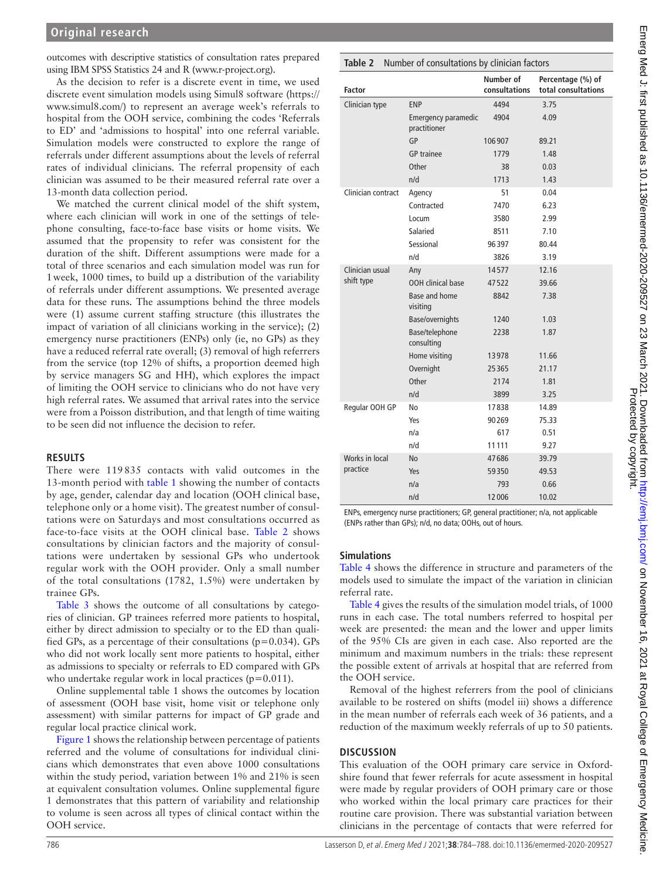outcomes with descriptive statistics of consultation rates prepared using IBM SPSS Statistics 24 and R (www.r-project.org).

As the decision to refer is a discrete event in time, we used discrete event simulation models using Simul8 software (https://www.simul8.com/) to represent an average week's referrals to hospital from the OOH service, combining the codes 'Referrals to ED' and 'admissions to hospital' into one referral variable. Simulation models were constructed to explore the range of referrals under different assumptions about the levels of referral rates of individual clinicians. The referral propensity of each clinician was assumed to be their measured referral rate over a 13-month data collection period.

We matched the current clinical model of the shift system, where each clinician will work in one of the settings of telephone consulting, face-to-face base visits or home visits. We assumed that the propensity to refer was consistent for the duration of the shift. Different assumptions were made for a total of three scenarios and each simulation model was run for 1 week, 1000 times, to build up a distribution of the variability of referrals under different assumptions. We presented average data for these runs. The assumptions behind the three models were (1) assume current staffing structure (this illustrates the impact of variation of all clinicians working in the service); (2) emergency nurse practitioners (ENPs) only (ie, no GPs) as they have a reduced referral rate overall; (3) removal of high referrers from the service (top 12% of shifts, a proportion deemed high by service managers SG and HH), which explores the impact of limiting the OOH service to clinicians who do not have very high referral rates. We assumed that arrival rates into the service were from a Poisson distribution, and that length of time waiting to be seen did not influence the decision to refer.

## RESULTS

There were 119 835 contacts with valid outcomes in the 13-month period with table 1 showing the number of contacts by age, gender, calendar day and location (OOH clinical base, telephone only or a home visit). The greatest number of consultations were on Saturdays and most consultations occurred as face-to-face visits at the OOH clinical base. Table 2 shows consultations by clinician factors and the majority of consultations were undertaken by sessional GPs who undertook regular work with the OOH provider. Only a small number of the total consultations (1782, 1.5%) were undertaken by trainee GPs.

Table 3 shows the outcome of all consultations by categories of clinician. GP trainees referred more patients to hospital, either by direct admission to specialty or to the ED than qualified GPs, as a percentage of their consultations (p=0.034). GPs who did not work locally sent more patients to hospital, either as admissions to specialty or referrals to ED compared with GPs who undertake regular work in local practices (p=0.011).

Online supplemental table 1 shows the outcomes by location of assessment (OOH base visit, home visit or telephone only assessment) with similar patterns for impact of GP grade and regular local practice clinical work.

Figure 1 shows the relationship between percentage of patients referred and the volume of consultations for individual clinicians which demonstrates that even above 1000 consultations within the study period, variation between 1% and 21% is seen at equivalent consultation volumes. Online supplemental figure 1 demonstrates that this pattern of variability and relationship to volume is seen across all types of clinical contact within the OOH service.

**Table 2** Number of consultations by clinician factors

| Factor | | Number of consultations | Percentage (%) of total consultations |
|---|---|---|---|
| Clinician type | ENP | 4494 | 3.75 |
| | Emergency paramedic practitioner | 4904 | 4.09 |
| | GP | 106 907 | 89.21 |
| | GP trainee | 1779 | 1.48 |
| | Other | 38 | 0.03 |
| | n/d | 1713 | 1.43 |
| Clinician contract | Agency | 51 | 0.04 |
| | Contracted | 7470 | 6.23 |
| | Locum | 3580 | 2.99 |
| | Salaried | 8511 | 7.10 |
| | Sessional | 96 397 | 80.44 |
| | n/d | 3826 | 3.19 |
| Clinician usual shift type | Any | 14 577 | 12.16 |
| | OOH clinical base | 47 522 | 39.66 |
| | Base and home visiting | 8842 | 7.38 |
| | Base/overnights | 1240 | 1.03 |
| | Base/telephone consulting | 2238 | 1.87 |
| | Home visiting | 13 978 | 11.66 |
| | Overnight | 25 365 | 21.17 |
| | Other | 2174 | 1.81 |
| | n/d | 3899 | 3.25 |
| Regular OOH GP | No | 17 838 | 14.89 |
| | Yes | 90 269 | 75.33 |
| | n/a | 617 | 0.51 |
| | n/d | 11 111 | 9.27 |
| Works in local practice | No | 47 686 | 39.79 |
| | Yes | 59 350 | 49.53 |
| | n/a | 793 | 0.66 |
| | n/d | 12 006 | 10.02 |

ENPs, emergency nurse practitioners; GP, general practitioner; n/a, not applicable (ENPs rather than GPs); n/d, no data; OOHs, out of hours.

### Simulations

Table 4 shows the difference in structure and parameters of the models used to simulate the impact of the variation in clinician referral rate.

Table 4 gives the results of the simulation model trials, of 1000 runs in each case. The total numbers referred to hospital per week are presented: the mean and the lower and upper limits of the 95% CIs are given in each case. Also reported are the minimum and maximum numbers in the trials: these represent the possible extent of arrivals at hospital that are referred from the OOH service.

Removal of the highest referrers from the pool of clinicians available to be rostered on shifts (model iii) shows a difference in the mean number of referrals each week of 36 patients, and a reduction of the maximum weekly referrals of up to 50 patients.

## DISCUSSION

This evaluation of the OOH primary care service in Oxfordshire found that fewer referrals for acute assessment in hospital were made by regular providers of OOH primary care or those who worked within the local primary care practices for their routine care provision. There was substantial variation between clinicians in the percentage of contacts that were referred for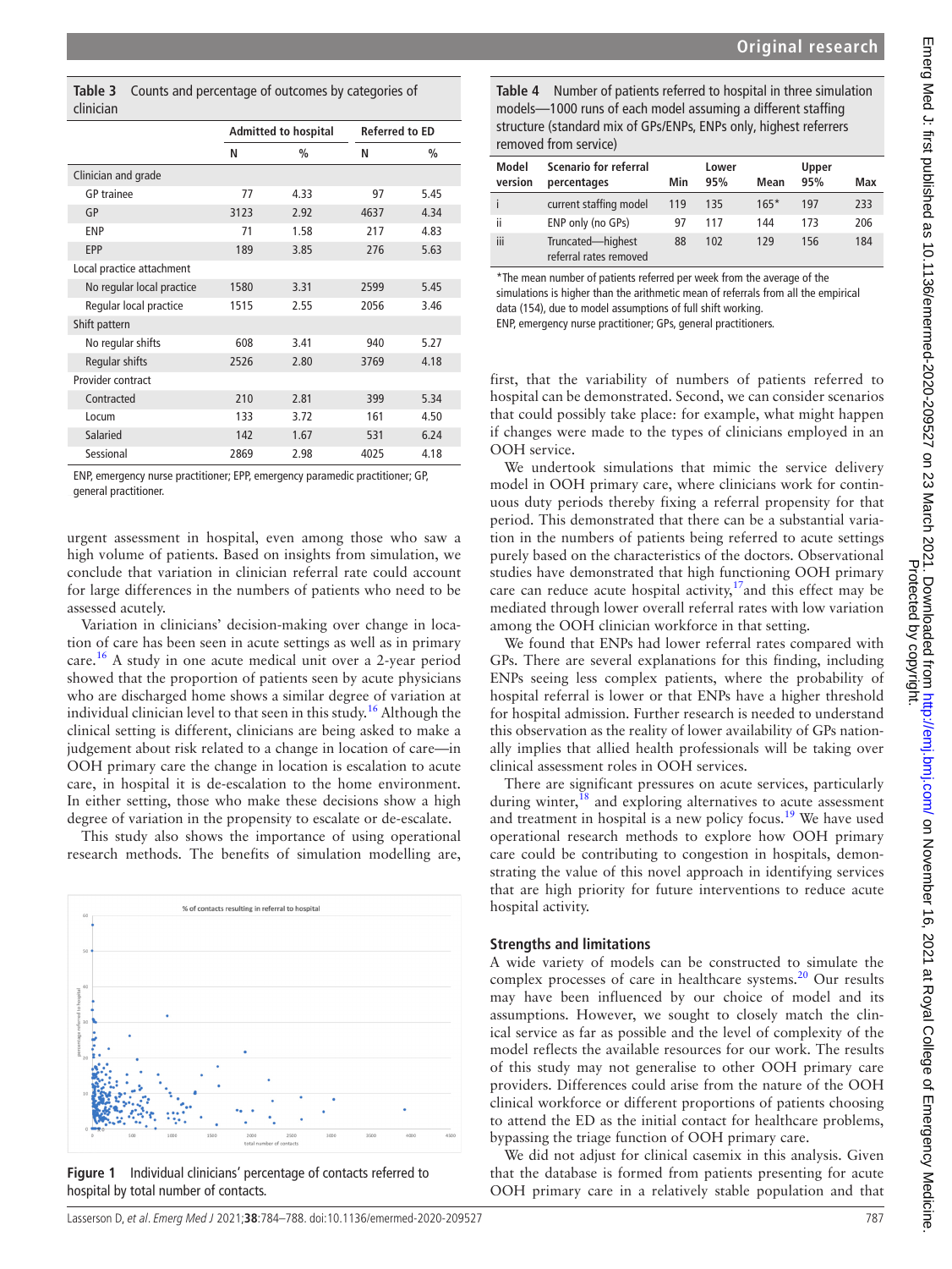**Table 3** Counts and percentage of outcomes by categories of clinician

| | Admitted to hospital | | Referred to ED | |
|---|---|---|---|---|
| | N | % | N | % |
| **Clinician and grade** | | | | |
| GP trainee | 77 | 4.33 | 97 | 5.45 |
| GP | 3123 | 2.92 | 4637 | 4.34 |
| ENP | 71 | 1.58 | 217 | 4.83 |
| EPP | 189 | 3.85 | 276 | 5.63 |
| **Local practice attachment** | | | | |
| No regular local practice | 1580 | 3.31 | 2599 | 5.45 |
| Regular local practice | 1515 | 2.55 | 2056 | 3.46 |
| **Shift pattern** | | | | |
| No regular shifts | 608 | 3.41 | 940 | 5.27 |
| Regular shifts | 2526 | 2.80 | 3769 | 4.18 |
| **Provider contract** | | | | |
| Contracted | 210 | 2.81 | 399 | 5.34 |
| Locum | 133 | 3.72 | 161 | 4.50 |
| Salaried | 142 | 1.67 | 531 | 6.24 |
| Sessional | 2869 | 2.98 | 4025 | 4.18 |

ENP, emergency nurse practitioner; EPP, emergency paramedic practitioner; GP, general practitioner.

urgent assessment in hospital, even among those who saw a high volume of patients. Based on insights from simulation, we conclude that variation in clinician referral rate could account for large differences in the numbers of patients who need to be assessed acutely.

Variation in clinicians' decision-making over change in location of care has been seen in acute settings as well as in primary care.[16] A study in one acute medical unit over a 2-year period showed that the proportion of patients seen by acute physicians who are discharged home shows a similar degree of variation at individual clinician level to that seen in this study.[16] Although the clinical setting is different, clinicians are being asked to make a judgement about risk related to a change in location of care—in OOH primary care the change in location is escalation to acute care, in hospital it is de-escalation to the home environment. In either setting, those who make these decisions show a high degree of variation in the propensity to escalate or de-escalate.

This study also shows the importance of using operational research methods. The benefits of simulation modelling are,

**Figure 1** Individual clinicians' percentage of contacts referred to hospital by total number of contacts.

**Table 4** Number of patients referred to hospital in three simulation models—1000 runs of each model assuming a different staffing structure (standard mix of GPs/ENPs, ENPs only, highest referrers removed from service)

| Model version | Scenario for referral percentages | Min | Lower 95% | Mean | Upper 95% | Max |
|---|---|---|---|---|---|---|
| i | current staffing model | 119 | 135 | 165* | 197 | 233 |
| ii | ENP only (no GPs) | 97 | 117 | 144 | 173 | 206 |
| iii | Truncated—highest referral rates removed | 88 | 102 | 129 | 156 | 184 |

*The mean number of patients referred per week from the average of the simulations is higher than the arithmetic mean of referrals from all the empirical data (154), due to model assumptions of full shift working.
ENP, emergency nurse practitioner; GPs, general practitioners.

first, that the variability of numbers of patients referred to hospital can be demonstrated. Second, we can consider scenarios that could possibly take place: for example, what might happen if changes were made to the types of clinicians employed in an OOH service.

We undertook simulations that mimic the service delivery model in OOH primary care, where clinicians work for continuous duty periods thereby fixing a referral propensity for that period. This demonstrated that there can be a substantial variation in the numbers of patients being referred to acute settings purely based on the characteristics of the doctors. Observational studies have demonstrated that high functioning OOH primary care can reduce acute hospital activity,[17] and this effect may be mediated through lower overall referral rates with low variation among the OOH clinician workforce in that setting.

We found that ENPs had lower referral rates compared with GPs. There are several explanations for this finding, including ENPs seeing less complex patients, where the probability of hospital referral is lower or that ENPs have a higher threshold for hospital admission. Further research is needed to understand this observation as the reality of lower availability of GPs nationally implies that allied health professionals will be taking over clinical assessment roles in OOH services.

There are significant pressures on acute services, particularly during winter,[18] and exploring alternatives to acute assessment and treatment in hospital is a new policy focus.[19] We have used operational research methods to explore how OOH primary care could be contributing to congestion in hospitals, demonstrating the value of this novel approach in identifying services that are high priority for future interventions to reduce acute hospital activity.

### Strengths and limitations

A wide variety of models can be constructed to simulate the complex processes of care in healthcare systems.[20] Our results may have been influenced by our choice of model and its assumptions. However, we sought to closely match the clinical service as far as possible and the level of complexity of the model reflects the available resources for our work. The results of this study may not generalise to other OOH primary care providers. Differences could arise from the nature of the OOH clinical workforce or different proportions of patients choosing to attend the ED as the initial contact for healthcare problems, bypassing the triage function of OOH primary care.

We did not adjust for clinical casemix in this analysis. Given that the database is formed from patients presenting for acute OOH primary care in a relatively stable population and that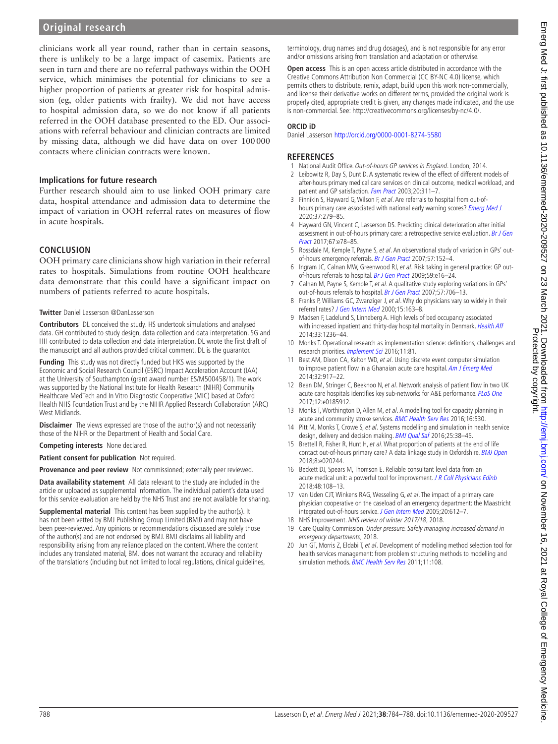clinicians work all year round, rather than in certain seasons, there is unlikely to be a large impact of casemix. Patients are seen in turn and there are no referral pathways within the OOH service, which minimises the potential for clinicians to see a higher proportion of patients at greater risk for hospital admission (eg, older patients with frailty). We did not have access to hospital admission data, so we do not know if all patients referred in the OOH database presented to the ED. Our associations with referral behaviour and clinician contracts are limited by missing data, although we did have data on over 100 000 contacts where clinician contracts were known.

### Implications for future research

Further research should aim to use linked OOH primary care data, hospital attendance and admission data to determine the impact of variation in OOH referral rates on measures of flow in acute hospitals.

## CONCLUSION

OOH primary care clinicians show high variation in their referral rates to hospitals. Simulations from routine OOH healthcare data demonstrate that this could have a significant impact on numbers of patients referred to acute hospitals.

**Twitter** Daniel Lasserson @DanLasserson

**Contributors** DL conceived the study. HS undertook simulations and analysed data. GH contributed to study design, data collection and data interpretation. SG and HH contributed to data collection and data interpretation. DL wrote the first draft of the manuscript and all authors provided critical comment. DL is the guarantor.

**Funding** This study was not directly funded but HKS was supported by the Economic and Social Research Council (ESRC) Impact Acceleration Account (IAA) at the University of Southampton (grant award number ES/M500458/1). The work was supported by the National Institute for Health Research (NIHR) Community Healthcare MedTech and In Vitro Diagnostic Cooperative (MIC) based at Oxford Health NHS Foundation Trust and by the NIHR Applied Research Collaboration (ARC) West Midlands.

**Disclaimer** The views expressed are those of the author(s) and not necessarily those of the NIHR or the Department of Health and Social Care.

**Competing interests** None declared.

**Patient consent for publication** Not required.

**Provenance and peer review** Not commissioned; externally peer reviewed.

**Data availability statement** All data relevant to the study are included in the article or uploaded as supplemental information. The individual patient's data used for this service evaluation are held by the NHS Trust and are not available for sharing.

**Supplemental material** This content has been supplied by the author(s). It has not been vetted by BMJ Publishing Group Limited (BMJ) and may not have been peer-reviewed. Any opinions or recommendations discussed are solely those of the author(s) and are not endorsed by BMJ. BMJ disclaims all liability and responsibility arising from any reliance placed on the content. Where the content includes any translated material, BMJ does not warrant the accuracy and reliability of the translations (including but not limited to local regulations, clinical guidelines, terminology, drug names and drug dosages), and is not responsible for any error and/or omissions arising from translation and adaptation or otherwise.

**Open access** This is an open access article distributed in accordance with the Creative Commons Attribution Non Commercial (CC BY-NC 4.0) license, which permits others to distribute, remix, adapt, build upon this work non-commercially, and license their derivative works on different terms, provided the original work is properly cited, appropriate credit is given, any changes made indicated, and the use is non-commercial. See: http://creativecommons.org/licenses/by-nc/4.0/.

### ORCID iD

Daniel Lasserson http://orcid.org/0000-0001-8274-5580

## REFERENCES

1. National Audit Office. *Out-of-hours GP services in England*. London, 2014.
2. Leibowitz R, Day S, Dunt D. A systematic review of the effect of different models of after-hours primary medical care services on clinical outcome, medical workload, and patient and GP satisfaction. *Fam Pract* 2003;20:311–7.
3. Finnikin S, Hayward G, Wilson F, *et al*. Are referrals to hospital from out-of-hours primary care associated with national early warning scores? *Emerg Med J* 2020;37:279–85.
4. Hayward GN, Vincent C, Lasserson DS. Predicting clinical deterioration after initial assessment in out-of-hours primary care: a retrospective service evaluation. *Br J Gen Pract* 2017;67:e78–85.
5. Rossdale M, Kemple T, Payne S, *et al*. An observational study of variation in GPs' out-of-hours emergency referrals. *Br J Gen Pract* 2007;57:152–4.
6. Ingram JC, Calnan MW, Greenwood RJ, *et al*. Risk taking in general practice: GP out-of-hours referrals to hospital. *Br J Gen Pract* 2009;59:e16–24.
7. Calnan M, Payne S, Kemple T, *et al*. A qualitative study exploring variations in GPs' out-of-hours referrals to hospital. *Br J Gen Pract* 2007;57:706–13.
8. Franks P, Williams GC, Zwanziger J, *et al*. Why do physicians vary so widely in their referral rates? *J Gen Intern Med* 2000;15:163–8.
9. Madsen F, Ladelund S, Linneberg A. High levels of bed occupancy associated with increased inpatient and thirty-day hospital mortality in Denmark. *Health Aff* 2014;33:1236–44.
10. Monks T. Operational research as implementation science: definitions, challenges and research priorities. *Implement Sci* 2016;11:81.
11. Best AM, Dixon CA, Kelton WD, *et al*. Using discrete event computer simulation to improve patient flow in a Ghanaian acute care hospital. *Am J Emerg Med* 2014;32:917–22.
12. Bean DM, Stringer C, Beeknoo N, *et al*. Network analysis of patient flow in two UK acute care hospitals identifies key sub-networks for A&E performance. *PLoS One* 2017;12:e0185912.
13. Monks T, Worthington D, Allen M, *et al*. A modelling tool for capacity planning in acute and community stroke services. *BMC Health Serv Res* 2016;16:530.
14. Pitt M, Monks T, Crowe S, *et al*. Systems modelling and simulation in health service design, delivery and decision making. *BMJ Qual Saf* 2016;25:38–45.
15. Brettell R, Fisher R, Hunt H, *et al*. What proportion of patients at the end of life contact out-of-hours primary care? A data linkage study in Oxfordshire. *BMJ Open* 2018;8:e020244.
16. Beckett DJ, Spears M, Thomson E. Reliable consultant level data from an acute medical unit: a powerful tool for improvement. *J R Coll Physicians Edinb* 2018;48:108–13.
17. van Uden CJT, Winkens RAG, Wesseling G, *et al*. The impact of a primary care physician cooperative on the caseload of an emergency department: the Maastricht integrated out-of-hours service. *J Gen Intern Med* 2005;20:612–7.
18. NHS Improvement. *NHS review of winter 2017/18*, 2018.
19. Care Quality Commission. *Under pressure. Safely managing increased demand in emergency departments*, 2018.
20. Jun GT, Morris Z, Eldabi T, *et al*. Development of modelling method selection tool for health services management: from problem structuring methods to modelling and simulation methods. *BMC Health Serv Res* 2011;11:108.